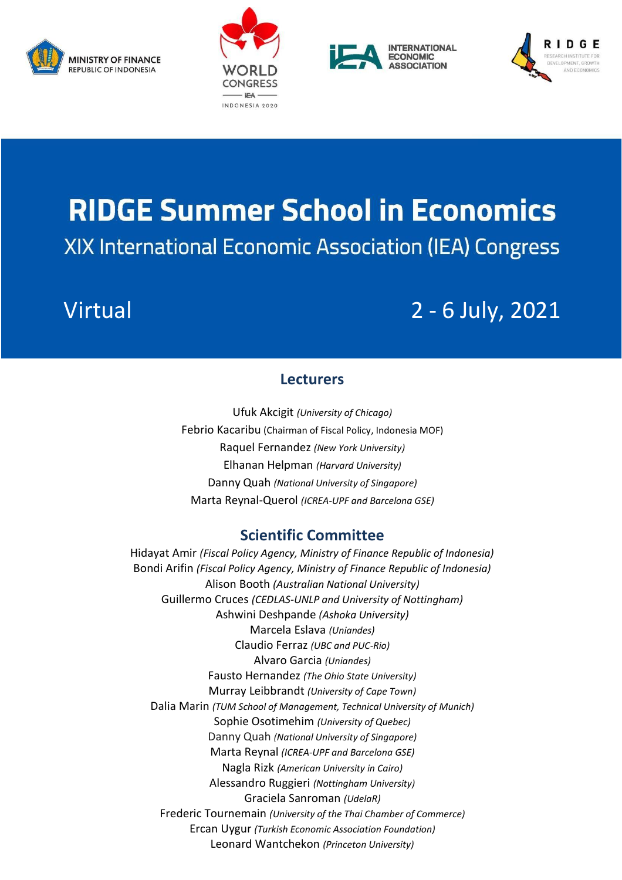MINISTRY OF FINANCE
REPUBLIC OF INDONESIA

WORLD CONGRESS
IEA
INDONESIA 2020

INTERNATIONAL ECONOMIC ASSOCIATION

RIDGE
RESEARCH INSTITUTE FOR DEVELOPMENT, GROWTH AND ECONOMICS

# RIDGE Summer School in Economics

XIX International Economic Association (IEA) Congress

Virtual

2 - 6 July, 2021

## Lecturers

Ufuk Akcigit *(University of Chicago)*
Febrio Kacaribu (Chairman of Fiscal Policy, Indonesia MOF)
Raquel Fernandez *(New York University)*
Elhanan Helpman *(Harvard University)*
Danny Quah *(National University of Singapore)*
Marta Reynal-Querol *(ICREA-UPF and Barcelona GSE)*

## Scientific Committee

Hidayat Amir *(Fiscal Policy Agency, Ministry of Finance Republic of Indonesia)*
Bondi Arifin *(Fiscal Policy Agency, Ministry of Finance Republic of Indonesia)*
Alison Booth *(Australian National University)*
Guillermo Cruces *(CEDLAS-UNLP and University of Nottingham)*
Ashwini Deshpande *(Ashoka University)*
Marcela Eslava *(Uniandes)*
Claudio Ferraz *(UBC and PUC-Rio)*
Alvaro Garcia *(Uniandes)*
Fausto Hernandez *(The Ohio State University)*
Murray Leibbrandt *(University of Cape Town)*
Dalia Marin *(TUM School of Management, Technical University of Munich)*
Sophie Osotimehim *(University of Quebec)*
Danny Quah *(National University of Singapore)*
Marta Reynal *(ICREA-UPF and Barcelona GSE)*
Nagla Rizk *(American University in Cairo)*
Alessandro Ruggieri *(Nottingham University)*
Graciela Sanroman *(UdelaR)*
Frederic Tournemain *(University of the Thai Chamber of Commerce)*
Ercan Uygur *(Turkish Economic Association Foundation)*
Leonard Wantchekon *(Princeton University)*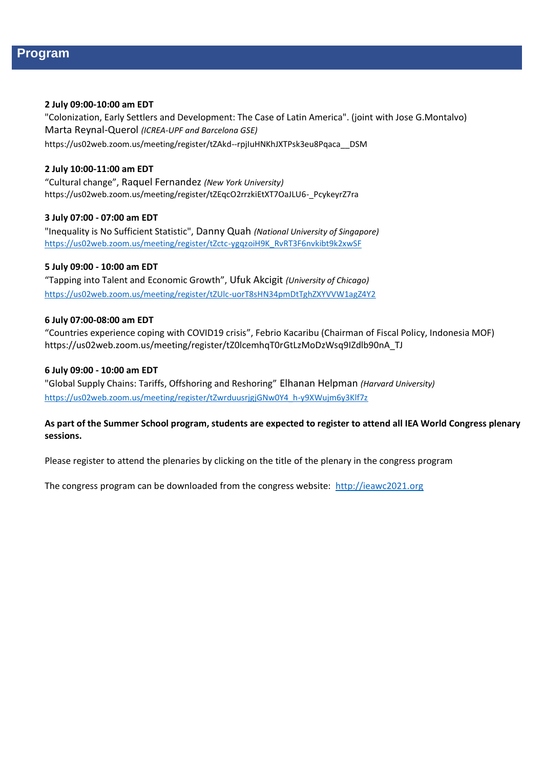# Program

**2 July 09:00-10:00 am EDT**
"Colonization, Early Settlers and Development: The Case of Latin America". (joint with Jose G.Montalvo) Marta Reynal-Querol *(ICREA-UPF and Barcelona GSE)*
https://us02web.zoom.us/meeting/register/tZAkd--rpjIuHNKhJXTPsk3eu8Pqaca__DSM

**2 July 10:00-11:00 am EDT**
"Cultural change", Raquel Fernandez *(New York University)*
https://us02web.zoom.us/meeting/register/tZEqcO2rrzkiEtXT7OaJLU6-_PcykeyrZ7ra

**3 July 07:00 - 07:00 am EDT**
"Inequality is No Sufficient Statistic", Danny Quah *(National University of Singapore)*
https://us02web.zoom.us/meeting/register/tZctc-ygqzoiH9K_RvRT3F6nvkibt9k2xwSF

**5 July 09:00 - 10:00 am EDT**
"Tapping into Talent and Economic Growth", Ufuk Akcigit *(University of Chicago)*
https://us02web.zoom.us/meeting/register/tZUlc-uorT8sHN34pmDtTghZXYVVW1agZ4Y2

**6 July 07:00-08:00 am EDT**
"Countries experience coping with COVID19 crisis", Febrio Kacaribu (Chairman of Fiscal Policy, Indonesia MOF)
https://us02web.zoom.us/meeting/register/tZ0lcemhqT0rGtLzMoDzWsq9IZdlb90nA_TJ

**6 July 09:00 - 10:00 am EDT**
"Global Supply Chains: Tariffs, Offshoring and Reshoring" Elhanan Helpman *(Harvard University)*
https://us02web.zoom.us/meeting/register/tZwrduusrjgjGNw0Y4_h-y9XWujm6y3Klf7z

**As part of the Summer School program, students are expected to register to attend all IEA World Congress plenary sessions.**

Please register to attend the plenaries by clicking on the title of the plenary in the congress program

The congress program can be downloaded from the congress website: http://ieawc2021.org